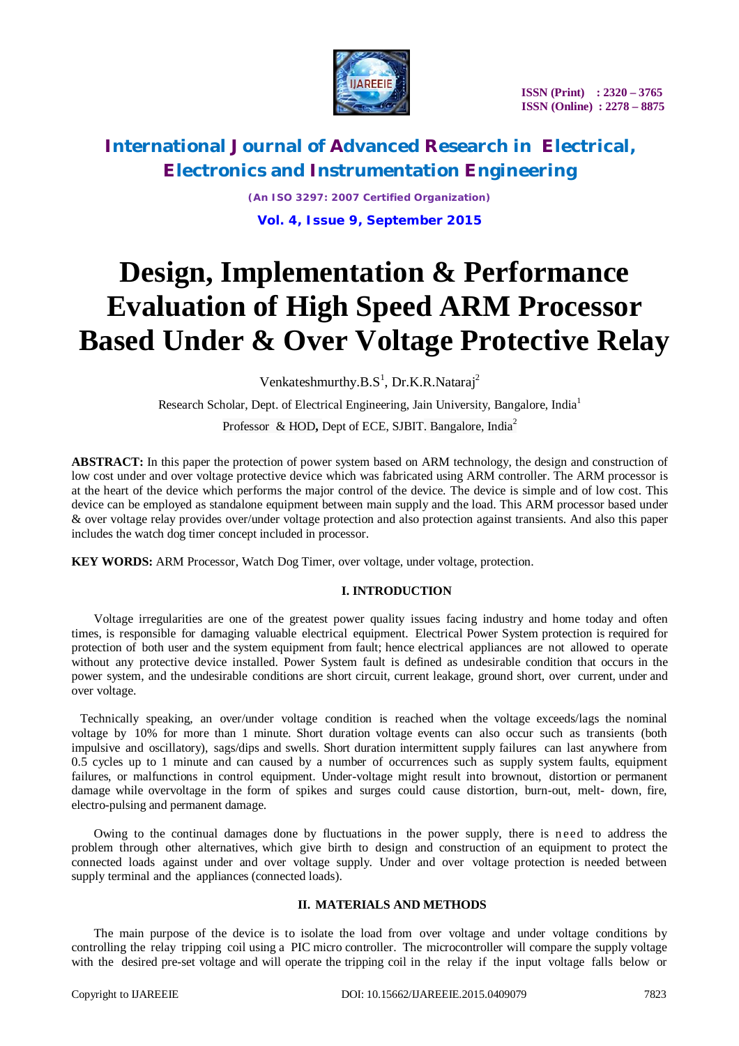# Design, Implementation & Performance Evaluation of High Speed ARM Processor Based Under & Over Voltage Protective Relay

Venkateshmurthy.B.S[1], Dr.K.R.Nataraj[2]

Research Scholar, Dept. of Electrical Engineering, Jain University, Bangalore, India[1]

Professor & HOD, Dept of ECE, SJBIT. Bangalore, India[2]

**ABSTRACT:** In this paper the protection of power system based on ARM technology, the design and construction of low cost under and over voltage protective device which was fabricated using ARM controller. The ARM processor is at the heart of the device which performs the major control of the device. The device is simple and of low cost. This device can be employed as standalone equipment between main supply and the load. This ARM processor based under & over voltage relay provides over/under voltage protection and also protection against transients. And also this paper includes the watch dog timer concept included in processor.

**KEY WORDS:** ARM Processor, Watch Dog Timer, over voltage, under voltage, protection.

## I. INTRODUCTION

Voltage irregularities are one of the greatest power quality issues facing industry and home today and often times, is responsible for damaging valuable electrical equipment. Electrical Power System protection is required for protection of both user and the system equipment from fault; hence electrical appliances are not allowed to operate without any protective device installed. Power System fault is defined as undesirable condition that occurs in the power system, and the undesirable conditions are short circuit, current leakage, ground short, over current, under and over voltage.

Technically speaking, an over/under voltage condition is reached when the voltage exceeds/lags the nominal voltage by 10% for more than 1 minute. Short duration voltage events can also occur such as transients (both impulsive and oscillatory), sags/dips and swells. Short duration intermittent supply failures can last anywhere from 0.5 cycles up to 1 minute and can caused by a number of occurrences such as supply system faults, equipment failures, or malfunctions in control equipment. Under-voltage might result into brownout, distortion or permanent damage while overvoltage in the form of spikes and surges could cause distortion, burn-out, melt- down, fire, electro-pulsing and permanent damage.

Owing to the continual damages done by fluctuations in the power supply, there is need to address the problem through other alternatives, which give birth to design and construction of an equipment to protect the connected loads against under and over voltage supply. Under and over voltage protection is needed between supply terminal and the appliances (connected loads).

## II. MATERIALS AND METHODS

The main purpose of the device is to isolate the load from over voltage and under voltage conditions by controlling the relay tripping coil using a PIC micro controller. The microcontroller will compare the supply voltage with the desired pre-set voltage and will operate the tripping coil in the relay if the input voltage falls below or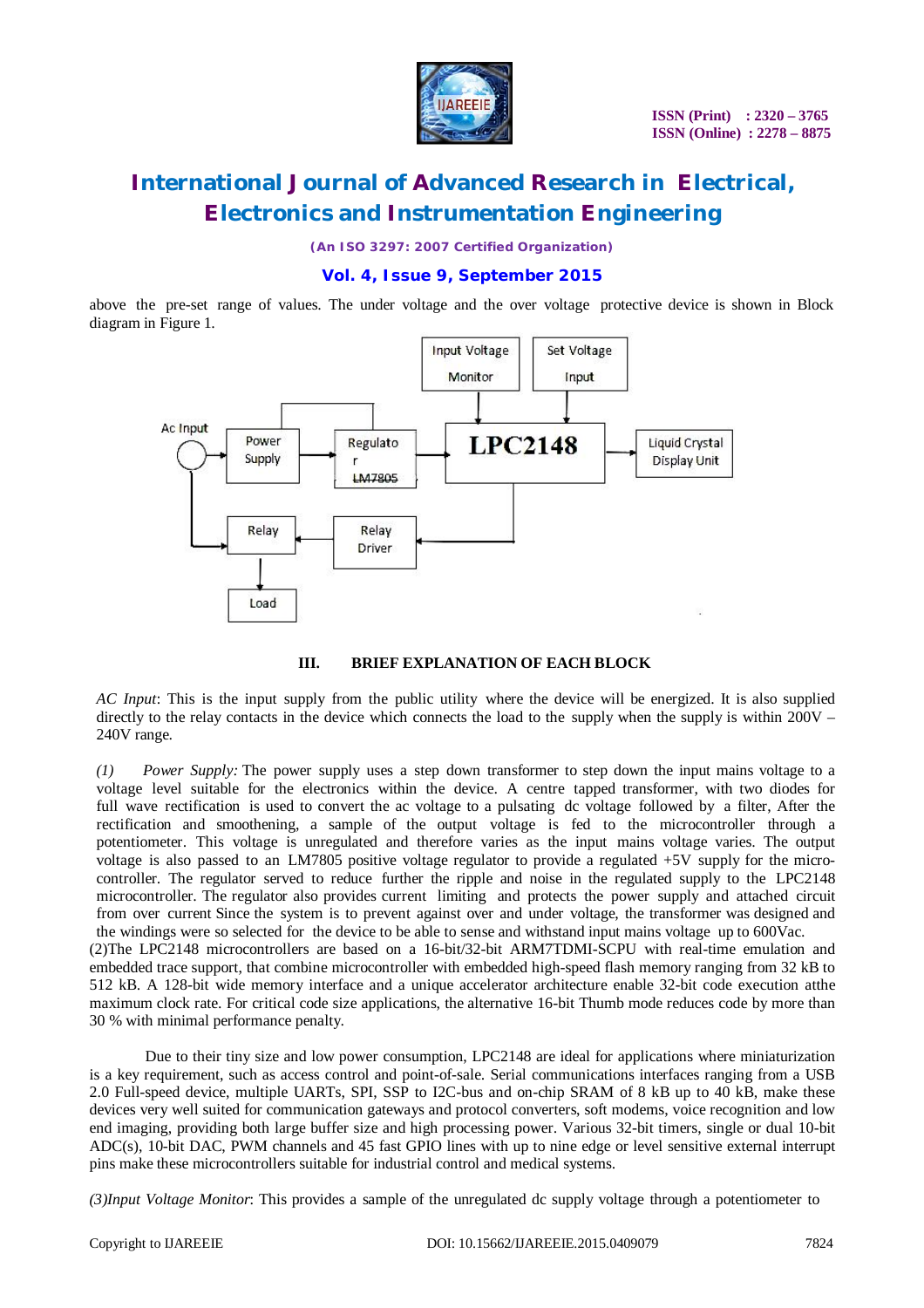above the pre-set range of values. The under voltage and the over voltage protective device is shown in Block diagram in Figure 1.

### III. BRIEF EXPLANATION OF EACH BLOCK

*AC Input*: This is the input supply from the public utility where the device will be energized. It is also supplied directly to the relay contacts in the device which connects the load to the supply when the supply is within 200V – 240V range.

*(1) Power Supply:* The power supply uses a step down transformer to step down the input mains voltage to a voltage level suitable for the electronics within the device. A centre tapped transformer, with two diodes for full wave rectification is used to convert the ac voltage to a pulsating dc voltage followed by a filter, After the rectification and smoothening, a sample of the output voltage is fed to the microcontroller through a potentiometer. This voltage is unregulated and therefore varies as the input mains voltage varies. The output voltage is also passed to an LM7805 positive voltage regulator to provide a regulated +5V supply for the micro-controller. The regulator served to reduce further the ripple and noise in the regulated supply to the LPC2148 microcontroller. The regulator also provides current limiting and protects the power supply and attached circuit from over current Since the system is to prevent against over and under voltage, the transformer was designed and the windings were so selected for the device to be able to sense and withstand input mains voltage up to 600Vac.

(2)The LPC2148 microcontrollers are based on a 16-bit/32-bit ARM7TDMI-SCPU with real-time emulation and embedded trace support, that combine microcontroller with embedded high-speed flash memory ranging from 32 kB to 512 kB. A 128-bit wide memory interface and a unique accelerator architecture enable 32-bit code execution atthe maximum clock rate. For critical code size applications, the alternative 16-bit Thumb mode reduces code by more than 30 % with minimal performance penalty.

Due to their tiny size and low power consumption, LPC2148 are ideal for applications where miniaturization is a key requirement, such as access control and point-of-sale. Serial communications interfaces ranging from a USB 2.0 Full-speed device, multiple UARTs, SPI, SSP to I2C-bus and on-chip SRAM of 8 kB up to 40 kB, make these devices very well suited for communication gateways and protocol converters, soft modems, voice recognition and low end imaging, providing both large buffer size and high processing power. Various 32-bit timers, single or dual 10-bit ADC(s), 10-bit DAC, PWM channels and 45 fast GPIO lines with up to nine edge or level sensitive external interrupt pins make these microcontrollers suitable for industrial control and medical systems.

*(3)Input Voltage Monitor*: This provides a sample of the unregulated dc supply voltage through a potentiometer to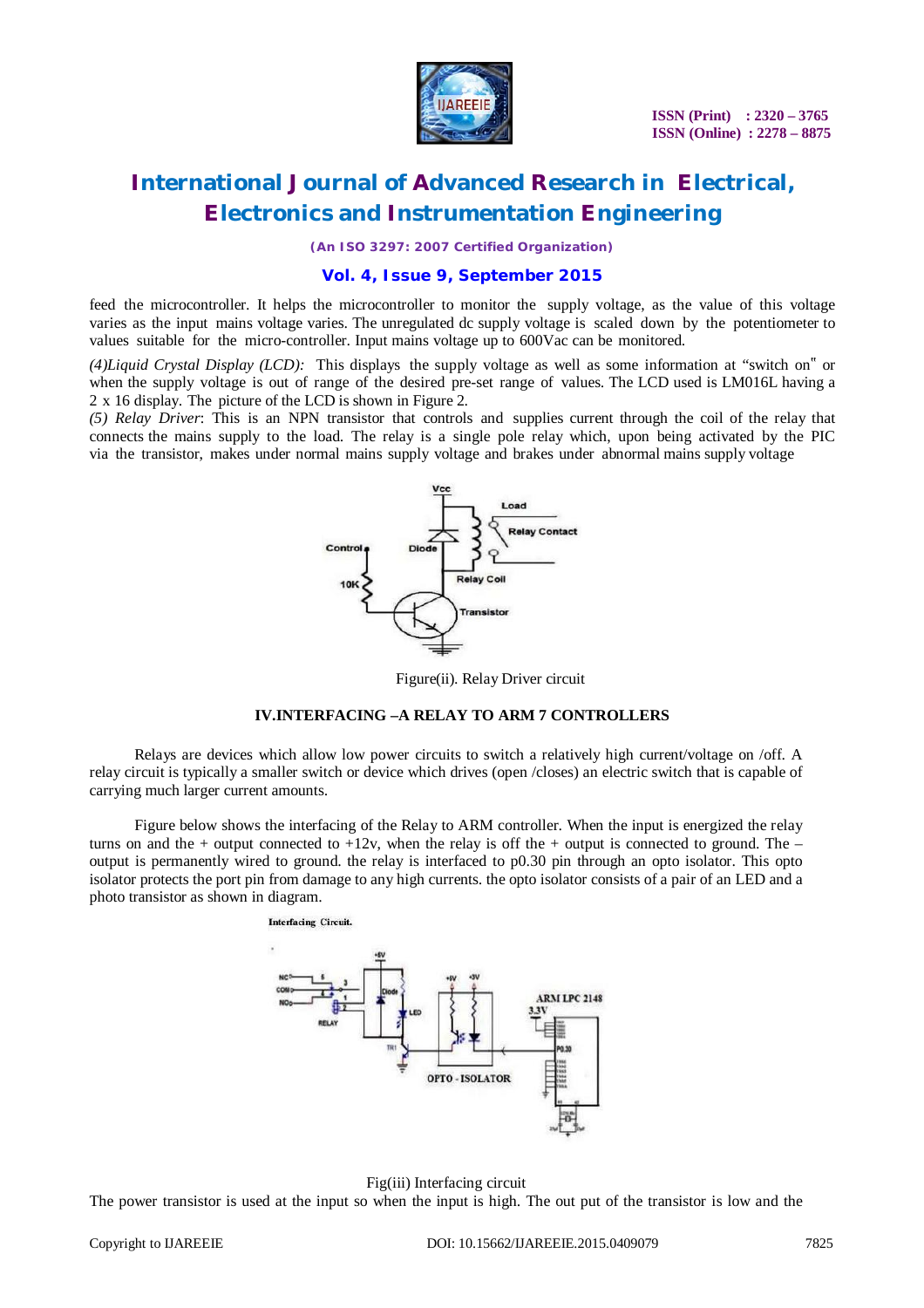feed the microcontroller. It helps the microcontroller to monitor the supply voltage, as the value of this voltage varies as the input mains voltage varies. The unregulated dc supply voltage is scaled down by the potentiometer to values suitable for the micro-controller. Input mains voltage up to 600Vac can be monitored.

*(4)Liquid Crystal Display (LCD):* This displays the supply voltage as well as some information at "switch on" or when the supply voltage is out of range of the desired pre-set range of values. The LCD used is LM016L having a 2 x 16 display. The picture of the LCD is shown in Figure 2.

*(5) Relay Driver*: This is an NPN transistor that controls and supplies current through the coil of the relay that connects the mains supply to the load. The relay is a single pole relay which, upon being activated by the PIC via the transistor, makes under normal mains supply voltage and brakes under abnormal mains supply voltage

Figure(ii). Relay Driver circuit

## IV.INTERFACING –A RELAY TO ARM 7 CONTROLLERS

Relays are devices which allow low power circuits to switch a relatively high current/voltage on /off. A relay circuit is typically a smaller switch or device which drives (open /closes) an electric switch that is capable of carrying much larger current amounts.

Figure below shows the interfacing of the Relay to ARM controller. When the input is energized the relay turns on and the + output connected to +12v, when the relay is off the + output is connected to ground. The – output is permanently wired to ground. the relay is interfaced to p0.30 pin through an opto isolator. This opto isolator protects the port pin from damage to any high currents. the opto isolator consists of a pair of an LED and a photo transistor as shown in diagram.

Fig(iii) Interfacing circuit

The power transistor is used at the input so when the input is high. The out put of the transistor is low and the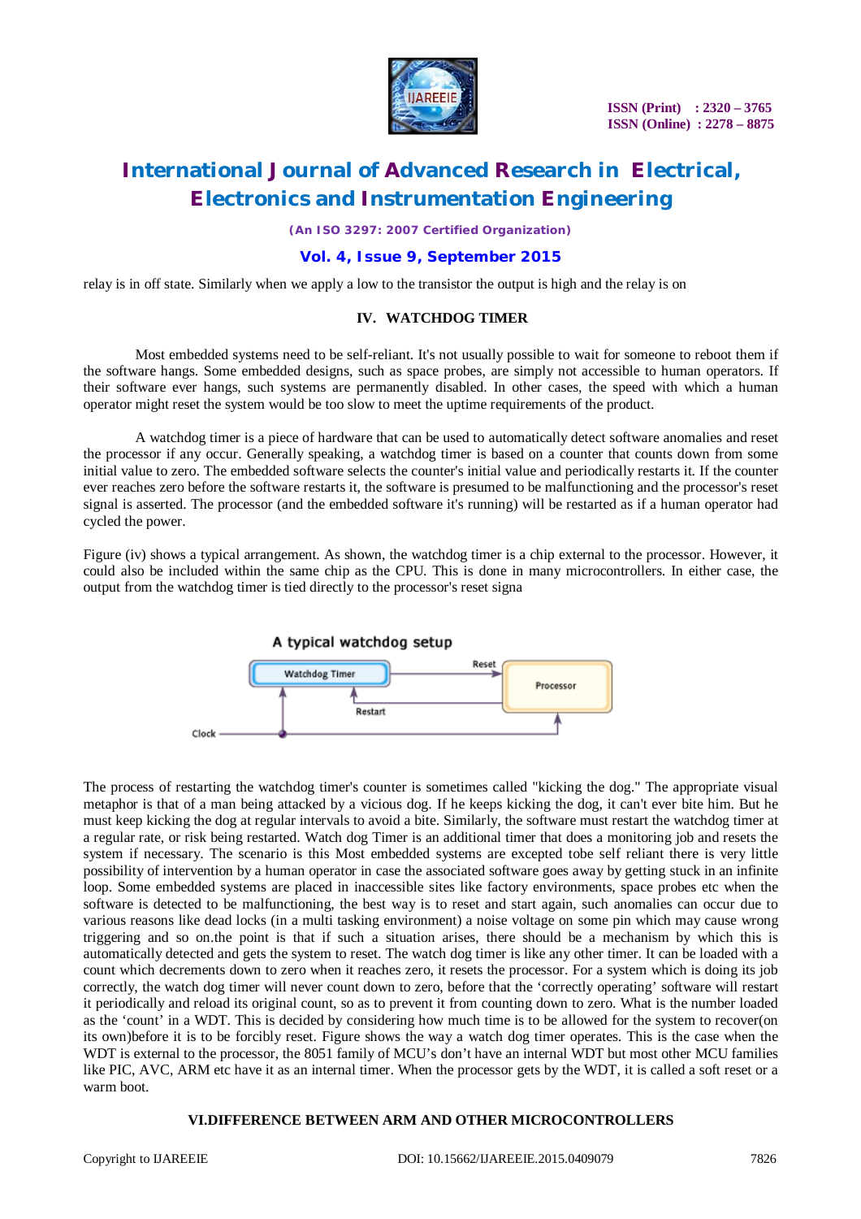relay is in off state. Similarly when we apply a low to the transistor the output is high and the relay is on

## IV. WATCHDOG TIMER

Most embedded systems need to be self-reliant. It's not usually possible to wait for someone to reboot them if the software hangs. Some embedded designs, such as space probes, are simply not accessible to human operators. If their software ever hangs, such systems are permanently disabled. In other cases, the speed with which a human operator might reset the system would be too slow to meet the uptime requirements of the product.

A watchdog timer is a piece of hardware that can be used to automatically detect software anomalies and reset the processor if any occur. Generally speaking, a watchdog timer is based on a counter that counts down from some initial value to zero. The embedded software selects the counter's initial value and periodically restarts it. If the counter ever reaches zero before the software restarts it, the software is presumed to be malfunctioning and the processor's reset signal is asserted. The processor (and the embedded software it's running) will be restarted as if a human operator had cycled the power.

Figure (iv) shows a typical arrangement. As shown, the watchdog timer is a chip external to the processor. However, it could also be included within the same chip as the CPU. This is done in many microcontrollers. In either case, the output from the watchdog timer is tied directly to the processor's reset signa

A typical watchdog setup

The process of restarting the watchdog timer's counter is sometimes called "kicking the dog." The appropriate visual metaphor is that of a man being attacked by a vicious dog. If he keeps kicking the dog, it can't ever bite him. But he must keep kicking the dog at regular intervals to avoid a bite. Similarly, the software must restart the watchdog timer at a regular rate, or risk being restarted. Watch dog Timer is an additional timer that does a monitoring job and resets the system if necessary. The scenario is this Most embedded systems are excepted tobe self reliant there is very little possibility of intervention by a human operator in case the associated software goes away by getting stuck in an infinite loop. Some embedded systems are placed in inaccessible sites like factory environments, space probes etc when the software is detected to be malfunctioning, the best way is to reset and start again, such anomalies can occur due to various reasons like dead locks (in a multi tasking environment) a noise voltage on some pin which may cause wrong triggering and so on.the point is that if such a situation arises, there should be a mechanism by which this is automatically detected and gets the system to reset. The watch dog timer is like any other timer. It can be loaded with a count which decrements down to zero when it reaches zero, it resets the processor. For a system which is doing its job correctly, the watch dog timer will never count down to zero, before that the 'correctly operating' software will restart it periodically and reload its original count, so as to prevent it from counting down to zero. What is the number loaded as the 'count' in a WDT. This is decided by considering how much time is to be allowed for the system to recover(on its own)before it is to be forcibly reset. Figure shows the way a watch dog timer operates. This is the case when the WDT is external to the processor, the 8051 family of MCU's don't have an internal WDT but most other MCU families like PIC, AVC, ARM etc have it as an internal timer. When the processor gets by the WDT, it is called a soft reset or a warm boot.

## VI.DIFFERENCE BETWEEN ARM AND OTHER MICROCONTROLLERS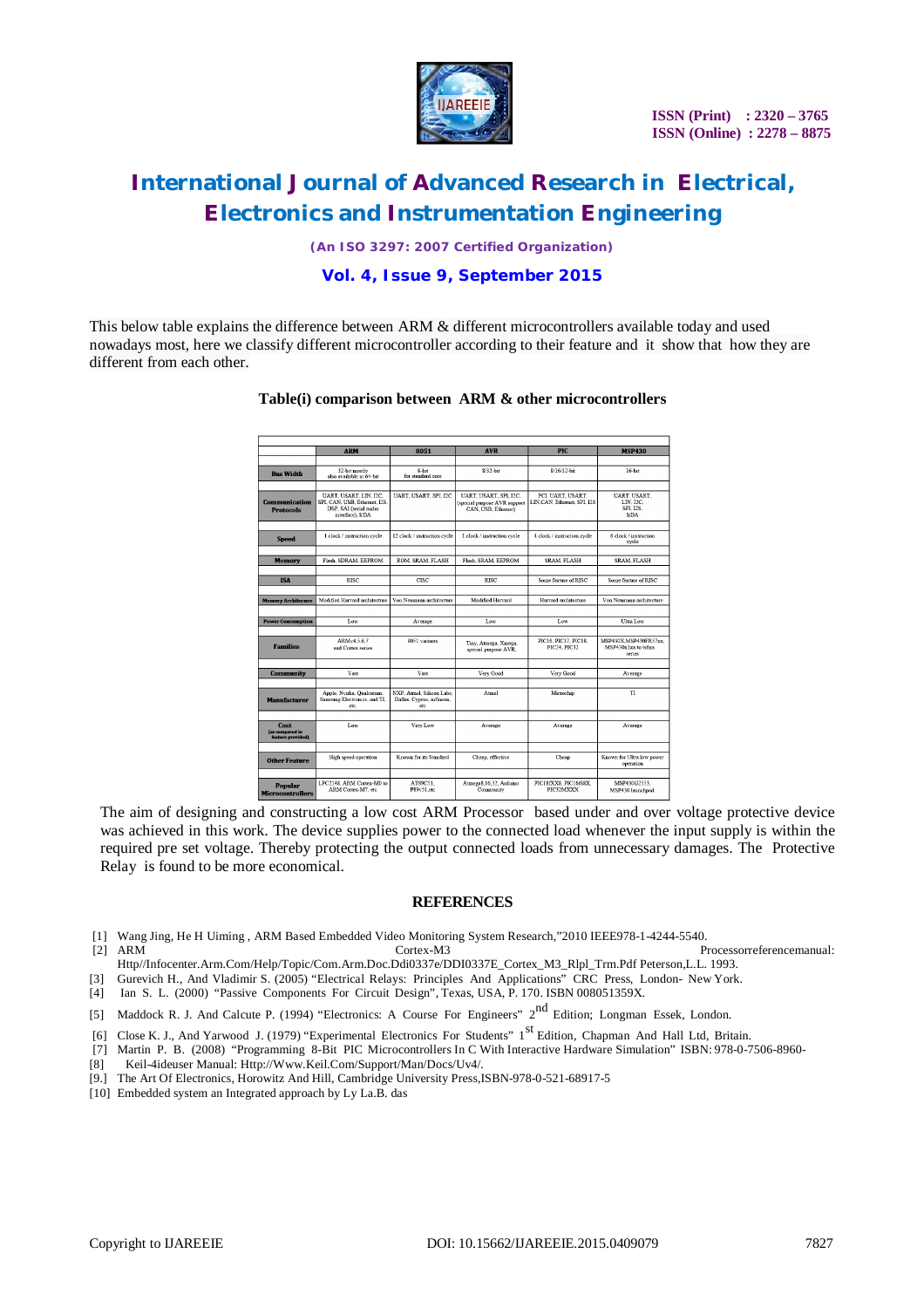This below table explains the difference between ARM & different microcontrollers available today and used nowadays most, here we classify different microcontroller according to their feature and it show that how they are different from each other.

**Table(i) comparison between ARM & other microcontrollers**

| | ARM | 8051 | AVR | PIC | MSP430 |
|---|---|---|---|---|---|
| **Bus Width** | 32-bit mostly also available in 64-bit | 8-bit for standard core | 8/32-bit | 8/16/32-bit | 16-bit |
| **Communication Protocols** | UART, USART, LIN, I2C, SPI, CAN, USB, Ethernet, I2S, DSP, SAI (serial audio interface), IrDA | UART, USART, SPI, I2C | UART, USART, SPI, I2C, (special purpose AVR support CAN, USB, Ethernet) | PCI, UART, USART, LIN,CAN, Ethernet, SPI, I2S | UART, USART, LIN, I2C, SPI, I2S, IrDA |
| **Speed** | 1 clock / instruction cycle | 12 clock / instruction cycle | 1 clock / instruction cycle | 4 clock / instruction cycle | 6 clock / instruction cycle |
| **Memory** | Flash, SDRAM, EEPROM | ROM, SRAM, FLASH | Flash, SRAM, EEPROM | SRAM, FLASH | SRAM, FLASH |
| **ISA** | RISC | CISC | RISC | Some feature of RISC | Some feature of RISC |
| **Memory Architecture** | Modified Harvard architecture | Von Neumann architecture | Modified Harvard | Harvard architecture | Von Neumann architecture |
| **Power Consumption** | Low | Average | Low | Low | Ultra Low |
| **Families** | ARMv4,5,6,7 and Cortex series | 8051 variants | Tiny, Atmega, Xmega, special purpose AVR, | PIC16, PIC17, PIC18, PIC24, PIC32 | MSP430X,MSP430FR57xx, MSP430x1xx to x4xx series |
| **Community** | Vast | Vast | Very Good | Very Good | Average |
| **Manufacturer** | Apple, Nvidia, Qualcomm, Samsung Electronics, and TI etc. | NXP, Atmel, Silicon Labs, Dallas, Cyprus, infineon, etc. | Atmel | Microchip | TI |
| **Cost (as compared to features provided)** | Low | Very Low | Average | Average | Average |
| **Other Feature** | High speed operation | Known for its Standard | Cheap, effective | Cheap | Known for Ultra low power operation |
| **Popular Microcontrollers** | LPC2148, ARM Cortex-M0 to ARM Cortex-M7, etc | AT89C51, P89v51,etc | Atmega8,16,32, Arduino Community | PIC18fXX8, PIC16f88X, PIC32MXXX | MSP430G2553, MSP430 launchpad |

The aim of designing and constructing a low cost ARM Processor based under and over voltage protective device was achieved in this work. The device supplies power to the connected load whenever the input supply is within the required pre set voltage. Thereby protecting the output connected loads from unnecessary damages. The Protective Relay is found to be more economical.

## REFERENCES

[1] Wang Jing, He H Uiming , ARM Based Embedded Video Monitoring System Research,"2010 IEEE978-1-4244-5540.

[2] ARM Cortex-M3 Processorreferencemanual: Http//Infocenter.Arm.Com/Help/Topic/Com.Arm.Doc.Ddi0337e/DDI0337E_Cortex_M3_Rlpl_Trm.Pdf Peterson,L.L. 1993.

[3] Gurevich H., And Vladimir S. (2005) "Electrical Relays: Principles And Applications" CRC Press, London- New York.

[4] Ian S. L. (2000) "Passive Components For Circuit Design", Texas, USA, P. 170. ISBN 008051359X.

[5] Maddock R. J. And Calcute P. (1994) "Electronics: A Course For Engineers" 2nd Edition; Longman Essek, London.

[6] Close K. J., And Yarwood J. (1979) "Experimental Electronics For Students" 1st Edition, Chapman And Hall Ltd, Britain.

[7] Martin P. B. (2008) "Programming 8-Bit PIC Microcontrollers In C With Interactive Hardware Simulation" ISBN: 978-0-7506-8960-

[8] Keil-4ideuser Manual: Http://Www.Keil.Com/Support/Man/Docs/Uv4/.

[9.] The Art Of Electronics, Horowitz And Hill, Cambridge University Press,ISBN-978-0-521-68917-5

[10] Embedded system an Integrated approach by Ly La.B. das